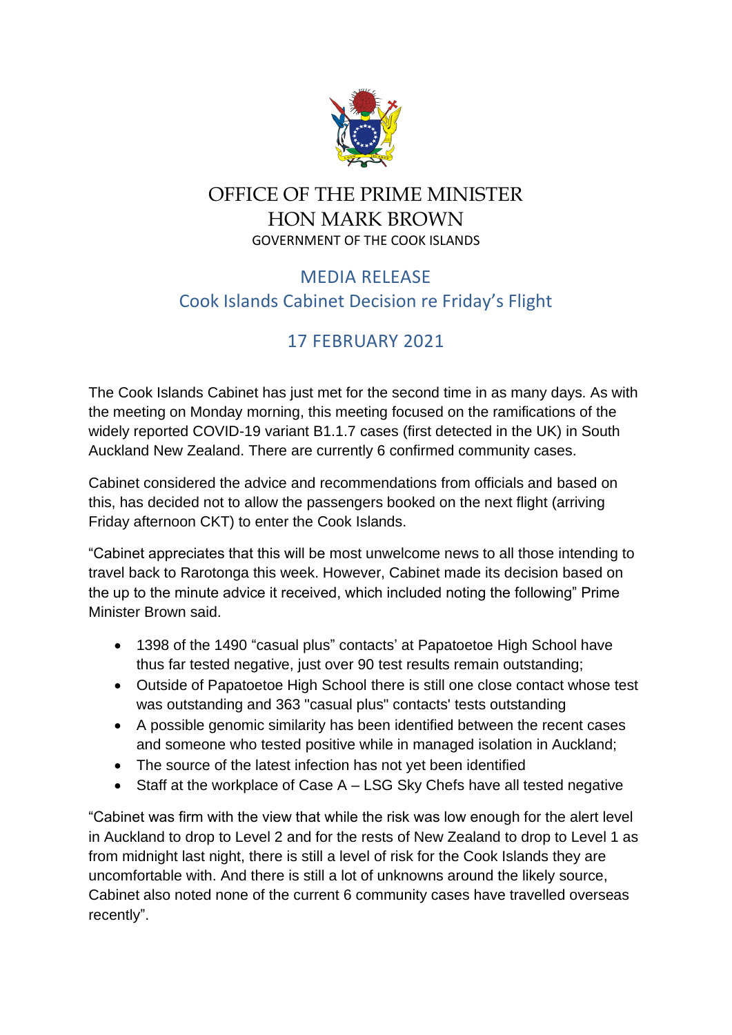# OFFICE OF THE PRIME MINISTER
# HON MARK BROWN
GOVERNMENT OF THE COOK ISLANDS

## MEDIA RELEASE
## Cook Islands Cabinet Decision re Friday's Flight

## 17 FEBRUARY 2021

The Cook Islands Cabinet has just met for the second time in as many days. As with the meeting on Monday morning, this meeting focused on the ramifications of the widely reported COVID-19 variant B1.1.7 cases (first detected in the UK) in South Auckland New Zealand. There are currently 6 confirmed community cases.

Cabinet considered the advice and recommendations from officials and based on this, has decided not to allow the passengers booked on the next flight (arriving Friday afternoon CKT) to enter the Cook Islands.

"Cabinet appreciates that this will be most unwelcome news to all those intending to travel back to Rarotonga this week. However, Cabinet made its decision based on the up to the minute advice it received, which included noting the following" Prime Minister Brown said.

- 1398 of the 1490 "casual plus" contacts' at Papatoetoe High School have thus far tested negative, just over 90 test results remain outstanding;
- Outside of Papatoetoe High School there is still one close contact whose test was outstanding and 363 "casual plus" contacts' tests outstanding
- A possible genomic similarity has been identified between the recent cases and someone who tested positive while in managed isolation in Auckland;
- The source of the latest infection has not yet been identified
- Staff at the workplace of Case A – LSG Sky Chefs have all tested negative

"Cabinet was firm with the view that while the risk was low enough for the alert level in Auckland to drop to Level 2 and for the rests of New Zealand to drop to Level 1 as from midnight last night, there is still a level of risk for the Cook Islands they are uncomfortable with. And there is still a lot of unknowns around the likely source, Cabinet also noted none of the current 6 community cases have travelled overseas recently".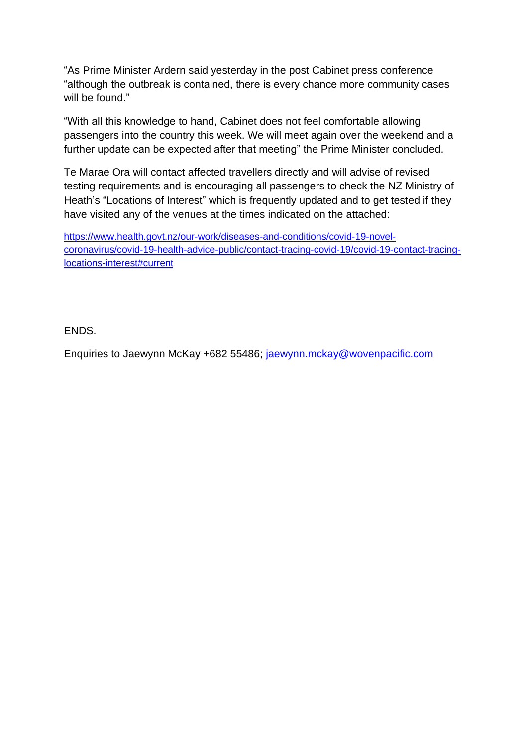"As Prime Minister Ardern said yesterday in the post Cabinet press conference "although the outbreak is contained, there is every chance more community cases will be found."

"With all this knowledge to hand, Cabinet does not feel comfortable allowing passengers into the country this week. We will meet again over the weekend and a further update can be expected after that meeting" the Prime Minister concluded.

Te Marae Ora will contact affected travellers directly and will advise of revised testing requirements and is encouraging all passengers to check the NZ Ministry of Heath's "Locations of Interest" which is frequently updated and to get tested if they have visited any of the venues at the times indicated on the attached:

https://www.health.govt.nz/our-work/diseases-and-conditions/covid-19-novel-coronavirus/covid-19-health-advice-public/contact-tracing-covid-19/covid-19-contact-tracing-locations-interest#current

ENDS.

Enquiries to Jaewynn McKay +682 55486; jaewynn.mckay@wovenpacific.com